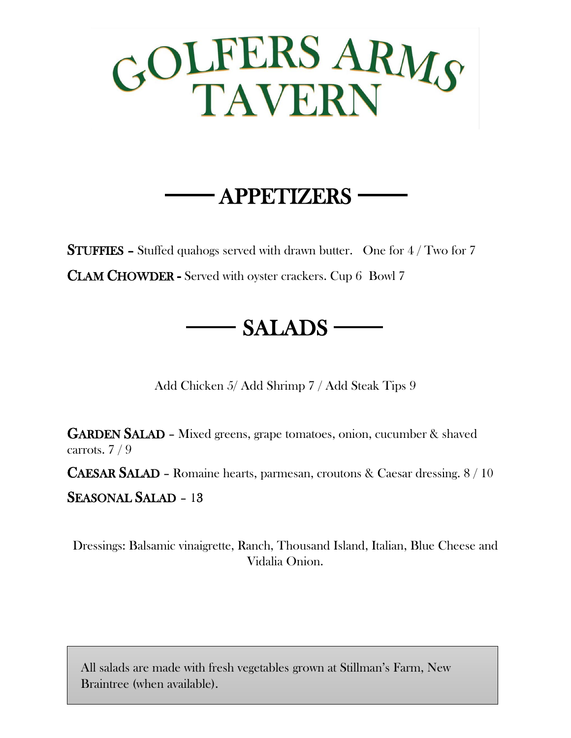# GOLFERS ARMS TAVERN

## APPETIZERS

**STUFFIES** – Stuffed quahogs served with drawn butter. One for 4 / Two for 7

**CLAM CHOWDER** - Served with oyster crackers. Cup 6 Bowl 7

## SALADS

Add Chicken 5/ Add Shrimp 7 / Add Steak Tips 9

**GARDEN SALAD** – Mixed greens, grape tomatoes, onion, cucumber & shaved carrots. 7 / 9

**CAESAR SALAD** – Romaine hearts, parmesan, croutons & Caesar dressing. 8 / 10

**SEASONAL SALAD** – 13

Dressings: Balsamic vinaigrette, Ranch, Thousand Island, Italian, Blue Cheese and Vidalia Onion.

All salads are made with fresh vegetables grown at Stillman's Farm, New Braintree (when available).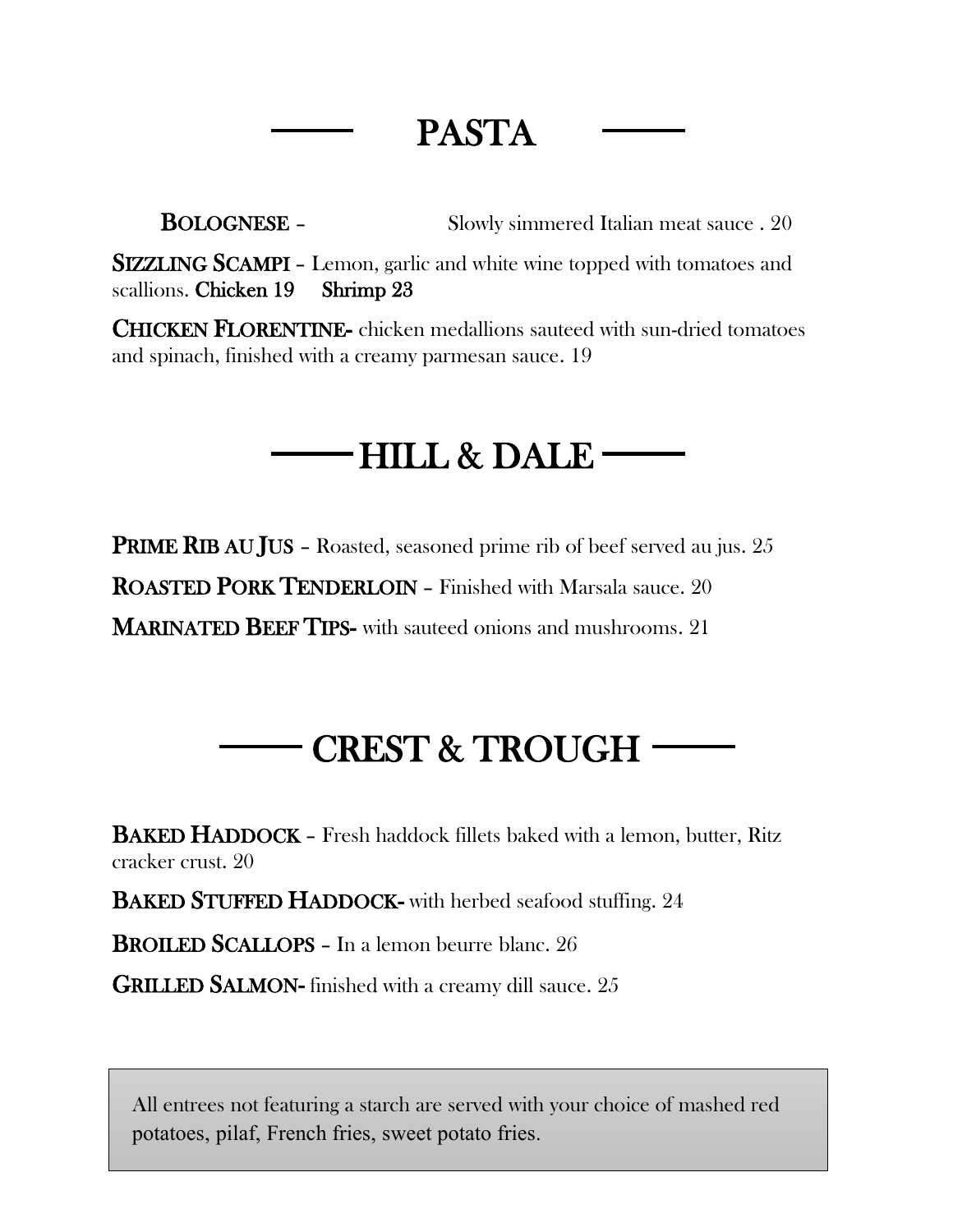## PASTA

**BOLOGNESE** – Slowly simmered Italian meat sauce . 20

**SIZZLING SCAMPI** – Lemon, garlic and white wine topped with tomatoes and scallions. **Chicken 19** **Shrimp 23**

**CHICKEN FLORENTINE-** chicken medallions sauteed with sun-dried tomatoes and spinach, finished with a creamy parmesan sauce. 19

## HILL & DALE

**PRIME RIB AU JUS** – Roasted, seasoned prime rib of beef served au jus. 25

**ROASTED PORK TENDERLOIN** – Finished with Marsala sauce. 20

**MARINATED BEEF TIPS-** with sauteed onions and mushrooms. 21

## CREST & TROUGH

**BAKED HADDOCK** – Fresh haddock fillets baked with a lemon, butter, Ritz cracker crust. 20

**BAKED STUFFED HADDOCK-** with herbed seafood stuffing. 24

**BROILED SCALLOPS** – In a lemon beurre blanc. 26

**GRILLED SALMON-** finished with a creamy dill sauce. 25

All entrees not featuring a starch are served with your choice of mashed red potatoes, pilaf, French fries, sweet potato fries.